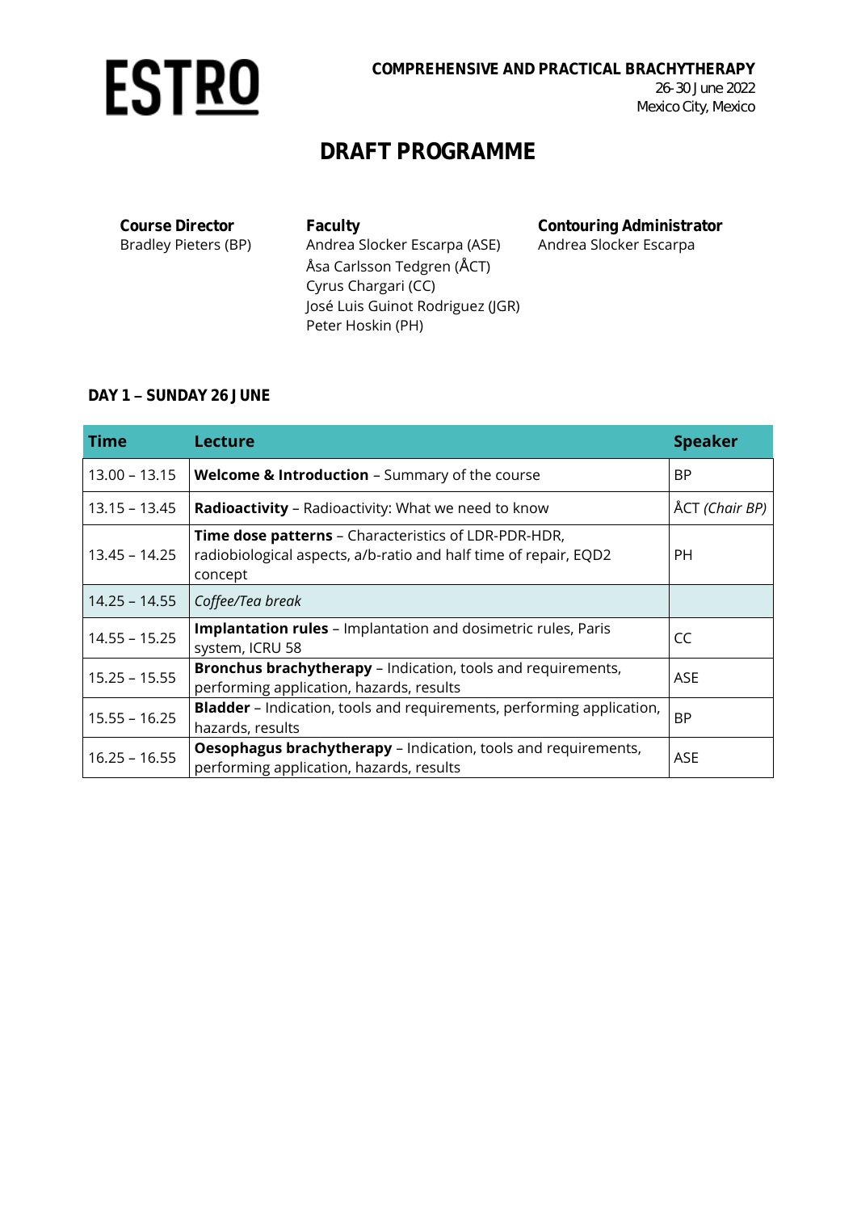ESTRO

**COMPREHENSIVE AND PRACTICAL BRACHYTHERAPY**
26-30 June 2022
Mexico City, Mexico

# DRAFT PROGRAMME

**Course Director**
Bradley Pieters (BP)

**Faculty**
Andrea Slocker Escarpa (ASE)
Åsa Carlsson Tedgren (ÅCT)
Cyrus Chargari (CC)
José Luis Guinot Rodriguez (JGR)
Peter Hoskin (PH)

**Contouring Administrator**
Andrea Slocker Escarpa

## DAY 1 – SUNDAY 26 JUNE

| Time | Lecture | Speaker |
|---|---|---|
| 13.00 – 13.15 | **Welcome & Introduction** – Summary of the course | BP |
| 13.15 – 13.45 | **Radioactivity** – Radioactivity: What we need to know | ÅCT *(Chair BP)* |
| 13.45 – 14.25 | **Time dose patterns** – Characteristics of LDR-PDR-HDR, radiobiological aspects, a/b-ratio and half time of repair, EQD2 concept | PH |
| 14.25 – 14.55 | *Coffee/Tea break* | |
| 14.55 – 15.25 | **Implantation rules** – Implantation and dosimetric rules, Paris system, ICRU 58 | CC |
| 15.25 – 15.55 | **Bronchus brachytherapy** – Indication, tools and requirements, performing application, hazards, results | ASE |
| 15.55 – 16.25 | **Bladder** – Indication, tools and requirements, performing application, hazards, results | BP |
| 16.25 – 16.55 | **Oesophagus brachytherapy** – Indication, tools and requirements, performing application, hazards, results | ASE |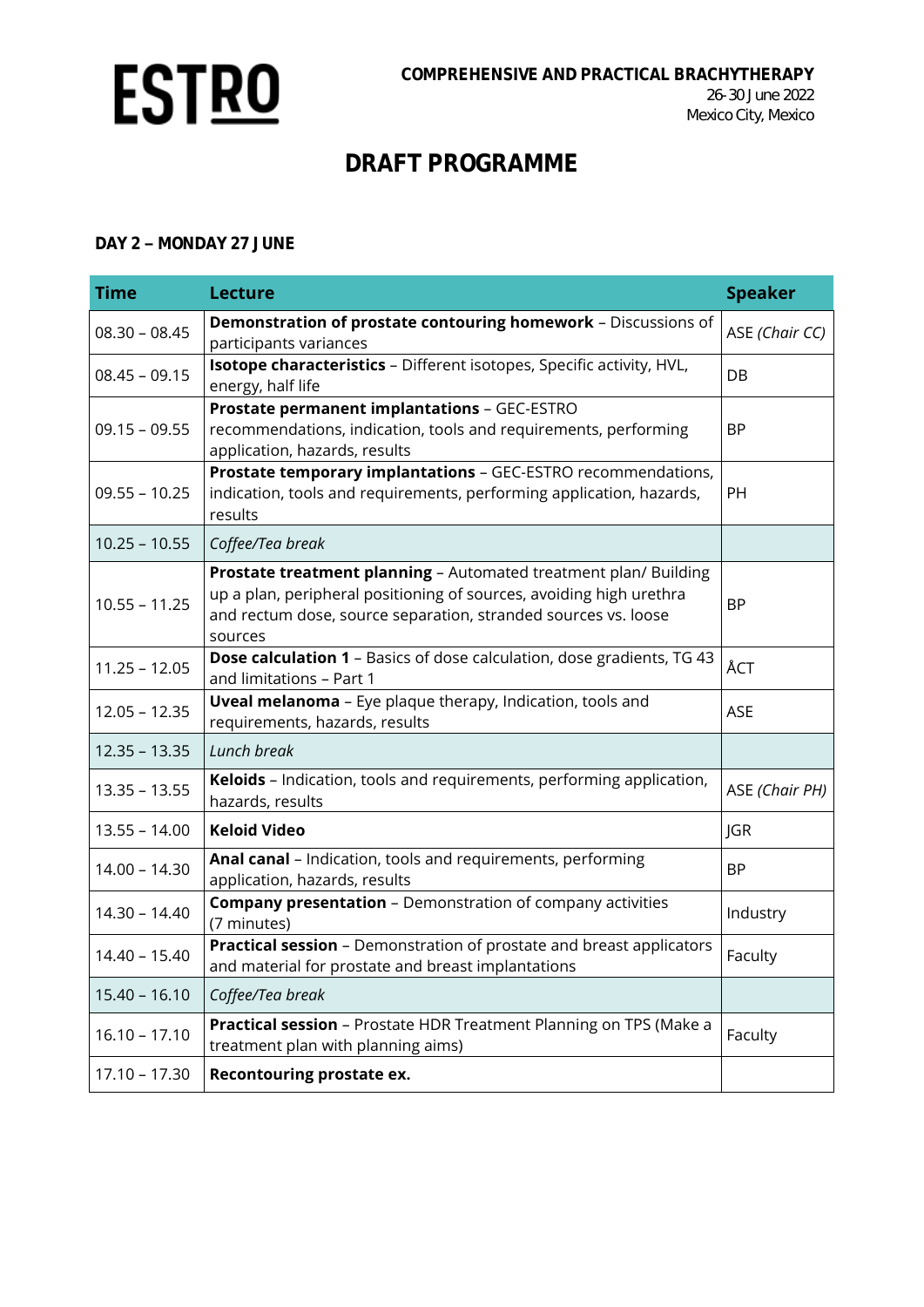ESTRO

**COMPREHENSIVE AND PRACTICAL BRACHYTHERAPY**
26-30 June 2022
Mexico City, Mexico

# DRAFT PROGRAMME

### DAY 2 – MONDAY 27 JUNE

| Time | Lecture | Speaker |
|---|---|---|
| 08.30 – 08.45 | **Demonstration of prostate contouring homework** – Discussions of participants variances | ASE *(Chair CC)* |
| 08.45 – 09.15 | **Isotope characteristics** – Different isotopes, Specific activity, HVL, energy, half life | DB |
| 09.15 – 09.55 | **Prostate permanent implantations** – GEC-ESTRO recommendations, indication, tools and requirements, performing application, hazards, results | BP |
| 09.55 – 10.25 | **Prostate temporary implantations** – GEC-ESTRO recommendations, indication, tools and requirements, performing application, hazards, results | PH |
| 10.25 – 10.55 | *Coffee/Tea break* | |
| 10.55 – 11.25 | **Prostate treatment planning** – Automated treatment plan/ Building up a plan, peripheral positioning of sources, avoiding high urethra and rectum dose, source separation, stranded sources vs. loose sources | BP |
| 11.25 – 12.05 | **Dose calculation 1** – Basics of dose calculation, dose gradients, TG 43 and limitations – Part 1 | ÅCT |
| 12.05 – 12.35 | **Uveal melanoma** – Eye plaque therapy, Indication, tools and requirements, hazards, results | ASE |
| 12.35 – 13.35 | *Lunch break* | |
| 13.35 – 13.55 | **Keloids** – Indication, tools and requirements, performing application, hazards, results | ASE *(Chair PH)* |
| 13.55 – 14.00 | **Keloid Video** | JGR |
| 14.00 – 14.30 | **Anal canal** – Indication, tools and requirements, performing application, hazards, results | BP |
| 14.30 – 14.40 | **Company presentation** – Demonstration of company activities (7 minutes) | Industry |
| 14.40 – 15.40 | **Practical session** – Demonstration of prostate and breast applicators and material for prostate and breast implantations | Faculty |
| 15.40 – 16.10 | *Coffee/Tea break* | |
| 16.10 – 17.10 | **Practical session** – Prostate HDR Treatment Planning on TPS (Make a treatment plan with planning aims) | Faculty |
| 17.10 – 17.30 | **Recontouring prostate ex.** | |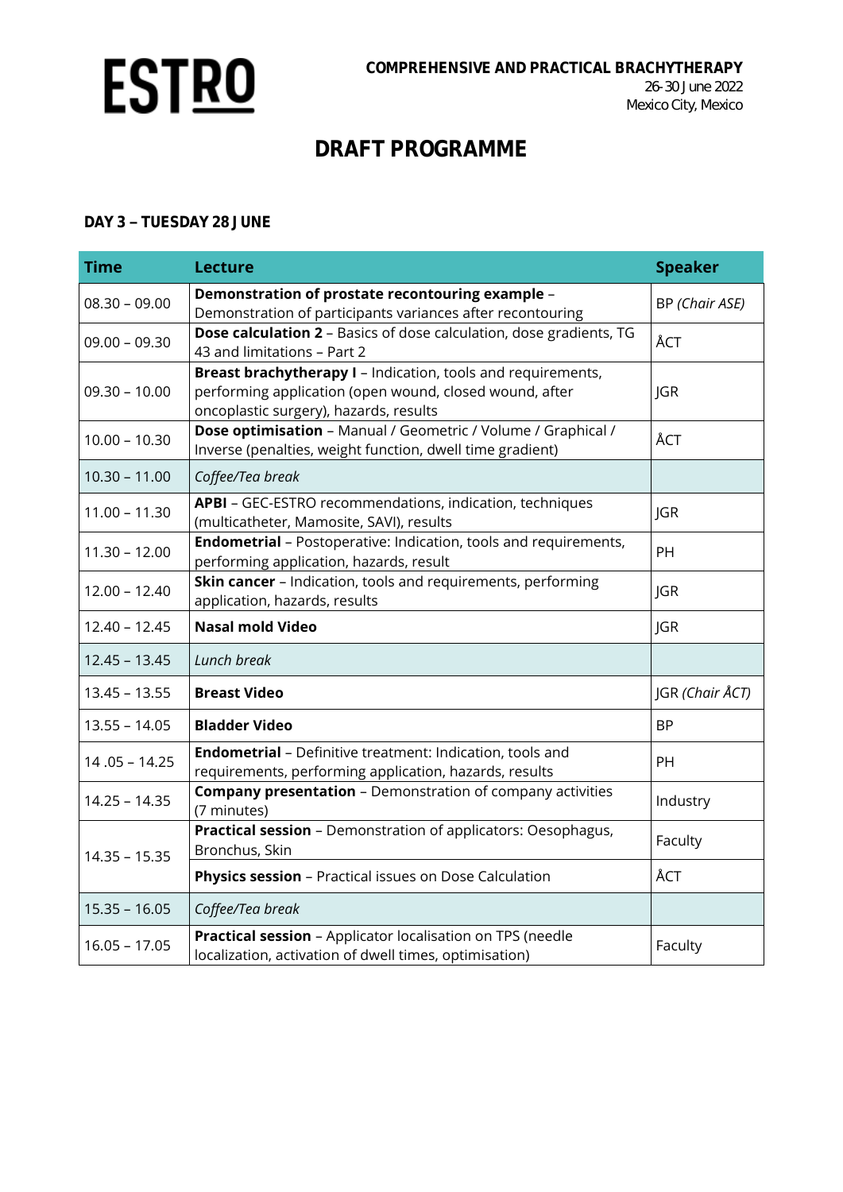**ESTRO**

**COMPREHENSIVE AND PRACTICAL BRACHYTHERAPY**
26-30 June 2022
Mexico City, Mexico

# DRAFT PROGRAMME

### DAY 3 – TUESDAY 28 JUNE

| Time | Lecture | Speaker |
|---|---|---|
| 08.30 – 09.00 | **Demonstration of prostate recontouring example** – Demonstration of participants variances after recontouring | BP *(Chair ASE)* |
| 09.00 – 09.30 | **Dose calculation 2** – Basics of dose calculation, dose gradients, TG 43 and limitations – Part 2 | ÅCT |
| 09.30 – 10.00 | **Breast brachytherapy I** – Indication, tools and requirements, performing application (open wound, closed wound, after oncoplastic surgery), hazards, results | JGR |
| 10.00 – 10.30 | **Dose optimisation** – Manual / Geometric / Volume / Graphical / Inverse (penalties, weight function, dwell time gradient) | ÅCT |
| 10.30 – 11.00 | *Coffee/Tea break* | |
| 11.00 – 11.30 | **APBI** – GEC-ESTRO recommendations, indication, techniques (multicatheter, Mamosite, SAVI), results | JGR |
| 11.30 – 12.00 | **Endometrial** – Postoperative: Indication, tools and requirements, performing application, hazards, result | PH |
| 12.00 – 12.40 | **Skin cancer** – Indication, tools and requirements, performing application, hazards, results | JGR |
| 12.40 – 12.45 | **Nasal mold Video** | JGR |
| 12.45 – 13.45 | *Lunch break* | |
| 13.45 – 13.55 | **Breast Video** | JGR *(Chair ÅCT)* |
| 13.55 – 14.05 | **Bladder Video** | BP |
| 14 .05 – 14.25 | **Endometrial** – Definitive treatment: Indication, tools and requirements, performing application, hazards, results | PH |
| 14.25 – 14.35 | **Company presentation** – Demonstration of company activities (7 minutes) | Industry |
| 14.35 – 15.35 | **Practical session** – Demonstration of applicators: Oesophagus, Bronchus, Skin | Faculty |
| | **Physics session** – Practical issues on Dose Calculation | ÅCT |
| 15.35 – 16.05 | *Coffee/Tea break* | |
| 16.05 – 17.05 | **Practical session** – Applicator localisation on TPS (needle localization, activation of dwell times, optimisation) | Faculty |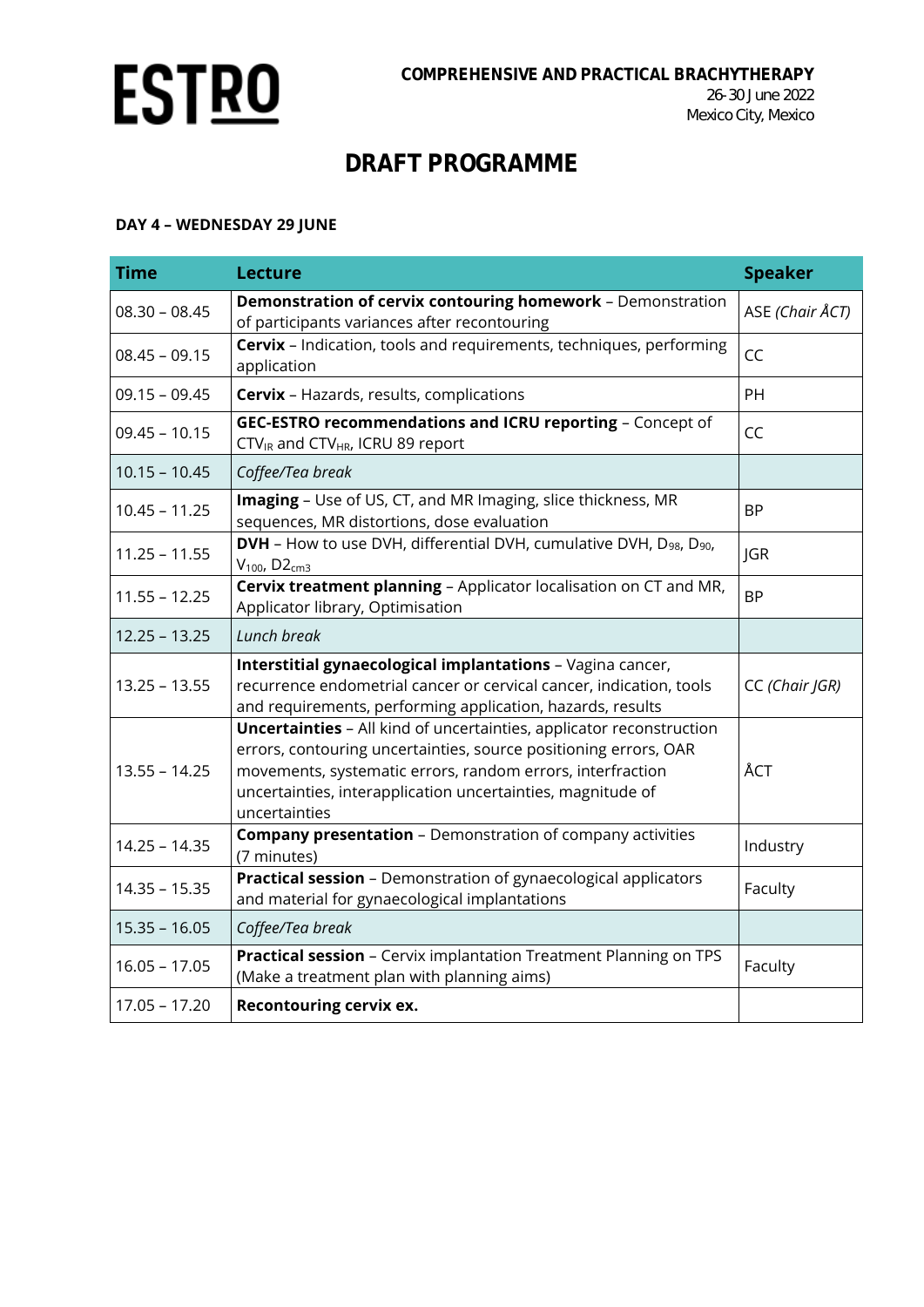**COMPREHENSIVE AND PRACTICAL BRACHYTHERAPY**
26-30 June 2022
Mexico City, Mexico

# DRAFT PROGRAMME

**DAY 4 – WEDNESDAY 29 JUNE**

| Time | Lecture | Speaker |
|---|---|---|
| 08.30 – 08.45 | **Demonstration of cervix contouring homework** – Demonstration of participants variances after recontouring | ASE *(Chair ÅCT)* |
| 08.45 – 09.15 | **Cervix** – Indication, tools and requirements, techniques, performing application | CC |
| 09.15 – 09.45 | **Cervix** – Hazards, results, complications | PH |
| 09.45 – 10.15 | **GEC-ESTRO recommendations and ICRU reporting** – Concept of $CTV_{IR}$ and $CTV_{HR}$, ICRU 89 report | CC |
| 10.15 – 10.45 | *Coffee/Tea break* | |
| 10.45 – 11.25 | **Imaging** – Use of US, CT, and MR Imaging, slice thickness, MR sequences, MR distortions, dose evaluation | BP |
| 11.25 – 11.55 | **DVH** – How to use DVH, differential DVH, cumulative DVH, $D_{98}$, $D_{90}$, $V_{100}$, $D2_{cm3}$ | JGR |
| 11.55 – 12.25 | **Cervix treatment planning** – Applicator localisation on CT and MR, Applicator library, Optimisation | BP |
| 12.25 – 13.25 | *Lunch break* | |
| 13.25 – 13.55 | **Interstitial gynaecological implantations** – Vagina cancer, recurrence endometrial cancer or cervical cancer, indication, tools and requirements, performing application, hazards, results | CC *(Chair JGR)* |
| 13.55 – 14.25 | **Uncertainties** – All kind of uncertainties, applicator reconstruction errors, contouring uncertainties, source positioning errors, OAR movements, systematic errors, random errors, interfraction uncertainties, interapplication uncertainties, magnitude of uncertainties | ÅCT |
| 14.25 – 14.35 | **Company presentation** – Demonstration of company activities (7 minutes) | Industry |
| 14.35 – 15.35 | **Practical session** – Demonstration of gynaecological applicators and material for gynaecological implantations | Faculty |
| 15.35 – 16.05 | *Coffee/Tea break* | |
| 16.05 – 17.05 | **Practical session** – Cervix implantation Treatment Planning on TPS (Make a treatment plan with planning aims) | Faculty |
| 17.05 – 17.20 | **Recontouring cervix ex.** | |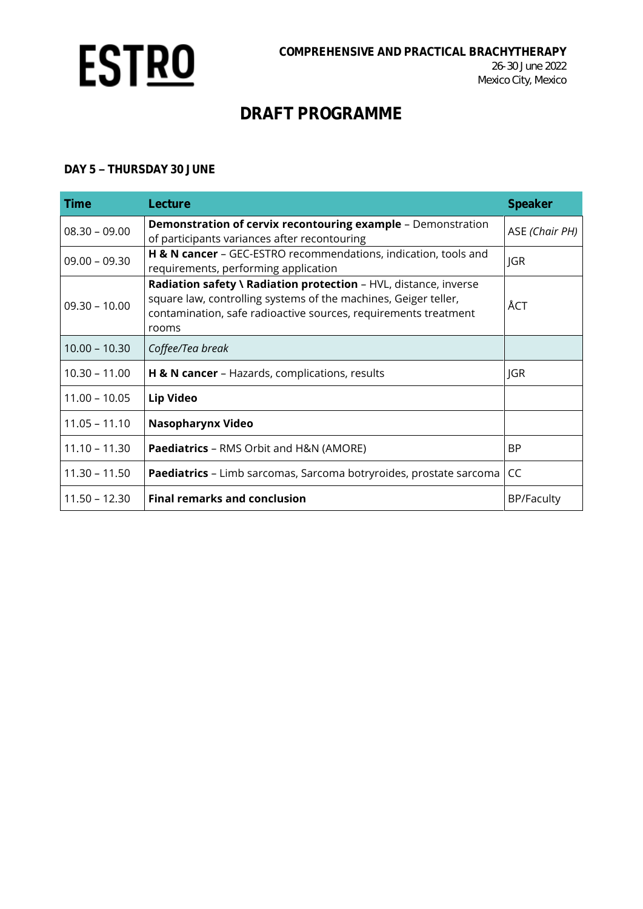ESTRO

**COMPREHENSIVE AND PRACTICAL BRACHYTHERAPY**
26-30 June 2022
Mexico City, Mexico

# DRAFT PROGRAMME

## DAY 5 – THURSDAY 30 JUNE

| Time | Lecture | Speaker |
|---|---|---|
| 08.30 – 09.00 | **Demonstration of cervix recontouring example** – Demonstration of participants variances after recontouring | ASE *(Chair PH)* |
| 09.00 – 09.30 | **H & N cancer** – GEC-ESTRO recommendations, indication, tools and requirements, performing application | JGR |
| 09.30 – 10.00 | **Radiation safety \ Radiation protection** – HVL, distance, inverse square law, controlling systems of the machines, Geiger teller, contamination, safe radioactive sources, requirements treatment rooms | ÅCT |
| 10.00 – 10.30 | *Coffee/Tea break* | |
| 10.30 – 11.00 | **H & N cancer** – Hazards, complications, results | JGR |
| 11.00 – 10.05 | **Lip Video** | |
| 11.05 – 11.10 | **Nasopharynx Video** | |
| 11.10 – 11.30 | **Paediatrics** – RMS Orbit and H&N (AMORE) | BP |
| 11.30 – 11.50 | **Paediatrics** – Limb sarcomas, Sarcoma botryroides, prostate sarcoma | CC |
| 11.50 – 12.30 | **Final remarks and conclusion** | BP/Faculty |